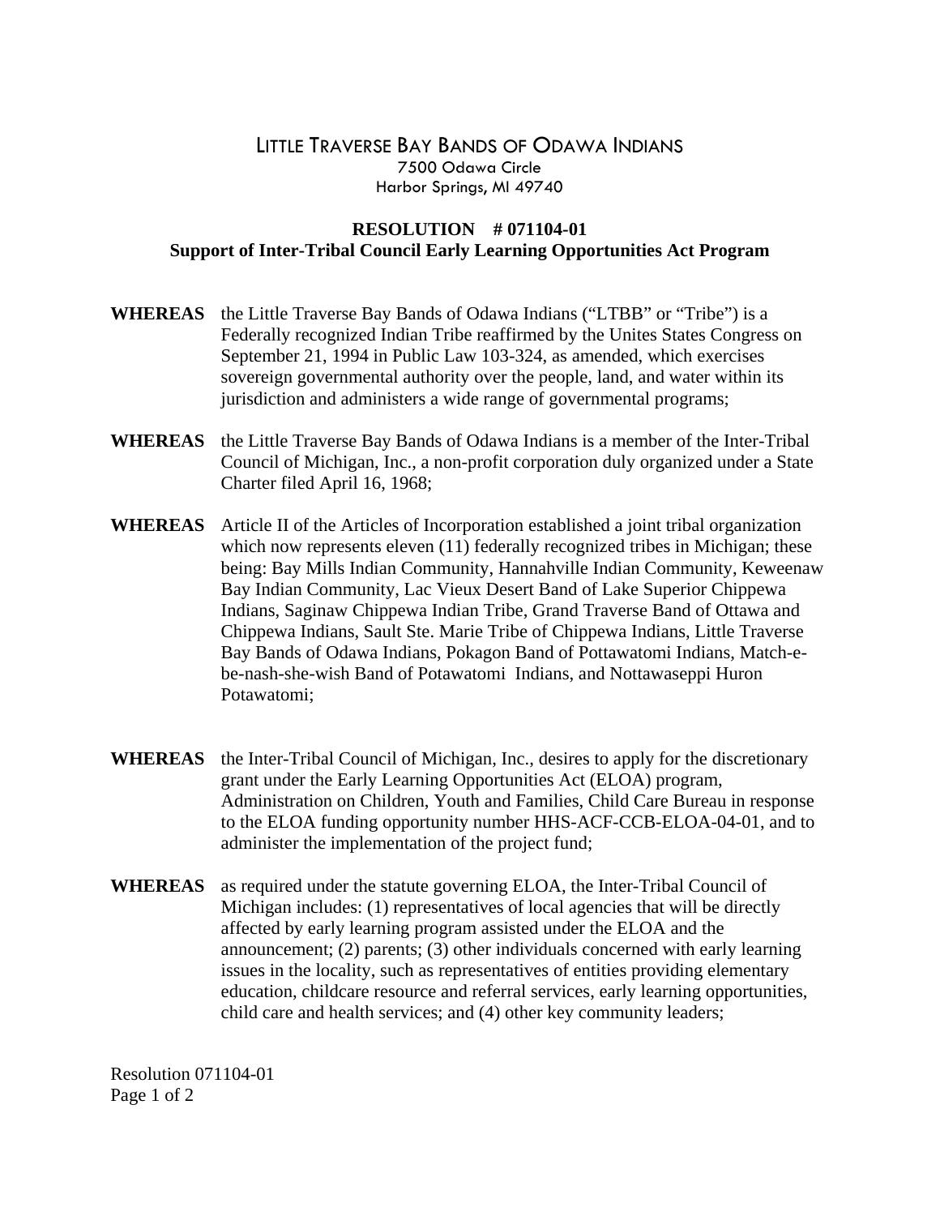# LITTLE TRAVERSE BAY BANDS OF ODAWA INDIANS

7500 Odawa Circle
Harbor Springs, MI 49740

## RESOLUTION # 071104-01
## Support of Inter-Tribal Council Early Learning Opportunities Act Program

**WHEREAS** the Little Traverse Bay Bands of Odawa Indians ("LTBB" or "Tribe") is a Federally recognized Indian Tribe reaffirmed by the Unites States Congress on September 21, 1994 in Public Law 103-324, as amended, which exercises sovereign governmental authority over the people, land, and water within its jurisdiction and administers a wide range of governmental programs;

**WHEREAS** the Little Traverse Bay Bands of Odawa Indians is a member of the Inter-Tribal Council of Michigan, Inc., a non-profit corporation duly organized under a State Charter filed April 16, 1968;

**WHEREAS** Article II of the Articles of Incorporation established a joint tribal organization which now represents eleven (11) federally recognized tribes in Michigan; these being: Bay Mills Indian Community, Hannahville Indian Community, Keweenaw Bay Indian Community, Lac Vieux Desert Band of Lake Superior Chippewa Indians, Saginaw Chippewa Indian Tribe, Grand Traverse Band of Ottawa and Chippewa Indians, Sault Ste. Marie Tribe of Chippewa Indians, Little Traverse Bay Bands of Odawa Indians, Pokagon Band of Pottawatomi Indians, Match-e-be-nash-she-wish Band of Potawatomi Indians, and Nottawaseppi Huron Potawatomi;

**WHEREAS** the Inter-Tribal Council of Michigan, Inc., desires to apply for the discretionary grant under the Early Learning Opportunities Act (ELOA) program, Administration on Children, Youth and Families, Child Care Bureau in response to the ELOA funding opportunity number HHS-ACF-CCB-ELOA-04-01, and to administer the implementation of the project fund;

**WHEREAS** as required under the statute governing ELOA, the Inter-Tribal Council of Michigan includes: (1) representatives of local agencies that will be directly affected by early learning program assisted under the ELOA and the announcement; (2) parents; (3) other individuals concerned with early learning issues in the locality, such as representatives of entities providing elementary education, childcare resource and referral services, early learning opportunities, child care and health services; and (4) other key community leaders;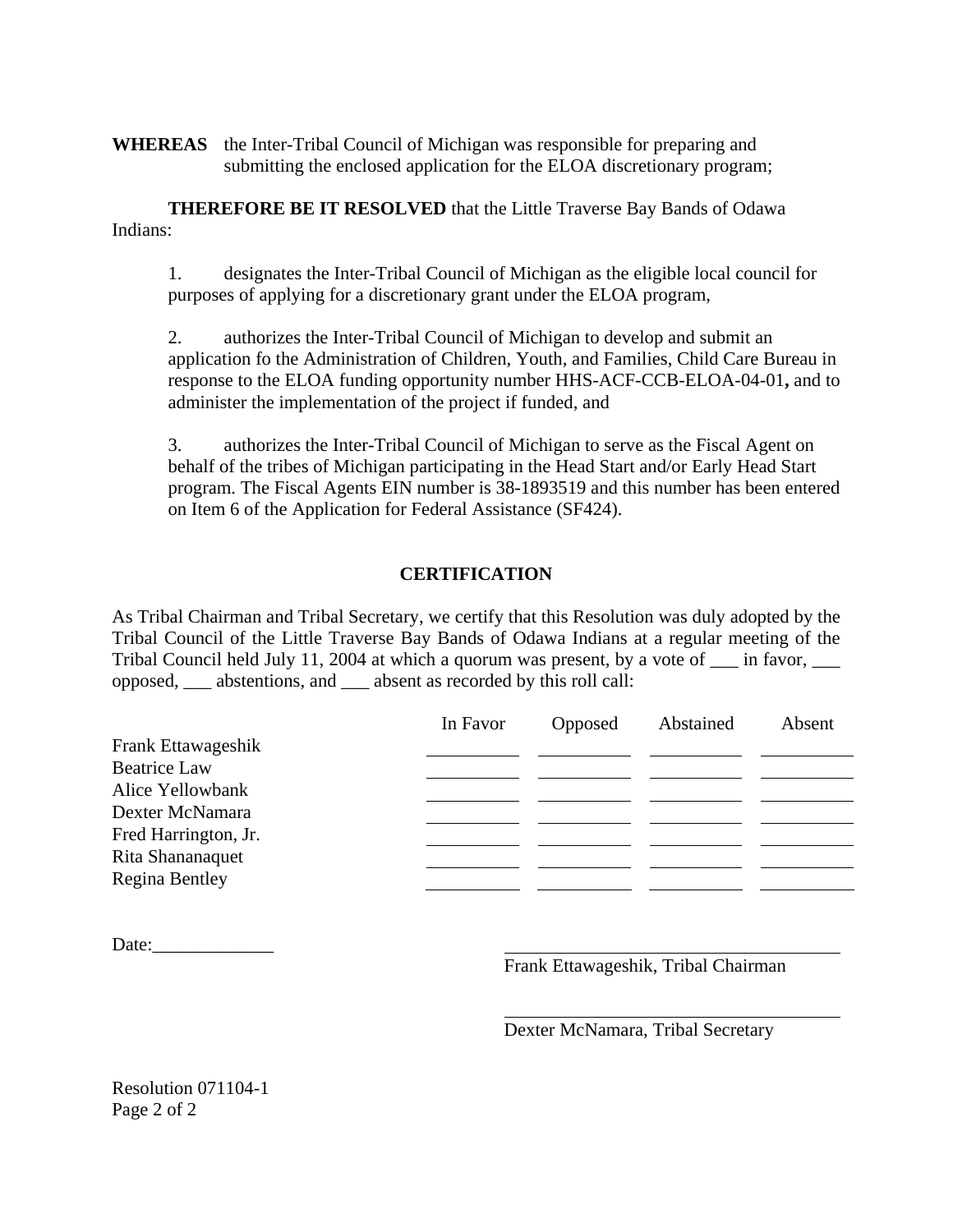**WHEREAS** the Inter-Tribal Council of Michigan was responsible for preparing and submitting the enclosed application for the ELOA discretionary program;

**THEREFORE BE IT RESOLVED** that the Little Traverse Bay Bands of Odawa Indians:

1. designates the Inter-Tribal Council of Michigan as the eligible local council for purposes of applying for a discretionary grant under the ELOA program,

2. authorizes the Inter-Tribal Council of Michigan to develop and submit an application fo the Administration of Children, Youth, and Families, Child Care Bureau in response to the ELOA funding opportunity number HHS-ACF-CCB-ELOA-04-01**,** and to administer the implementation of the project if funded, and

3. authorizes the Inter-Tribal Council of Michigan to serve as the Fiscal Agent on behalf of the tribes of Michigan participating in the Head Start and/or Early Head Start program. The Fiscal Agents EIN number is 38-1893519 and this number has been entered on Item 6 of the Application for Federal Assistance (SF424).

## CERTIFICATION

As Tribal Chairman and Tribal Secretary, we certify that this Resolution was duly adopted by the Tribal Council of the Little Traverse Bay Bands of Odawa Indians at a regular meeting of the Tribal Council held July 11, 2004 at which a quorum was present, by a vote of ___ in favor, ___ opposed, ___ abstentions, and ___ absent as recorded by this roll call:

| | In Favor | Opposed | Abstained | Absent |
|---|---|---|---|---|
| Frank Ettawageshik | | | | |
| Beatrice Law | | | | |
| Alice Yellowbank | | | | |
| Dexter McNamara | | | | |
| Fred Harrington, Jr. | | | | |
| Rita Shananaquet | | | | |
| Regina Bentley | | | | |

Date:_____________

_________________________________
Frank Ettawageshik, Tribal Chairman

_________________________________
Dexter McNamara, Tribal Secretary

Resolution 071104-1